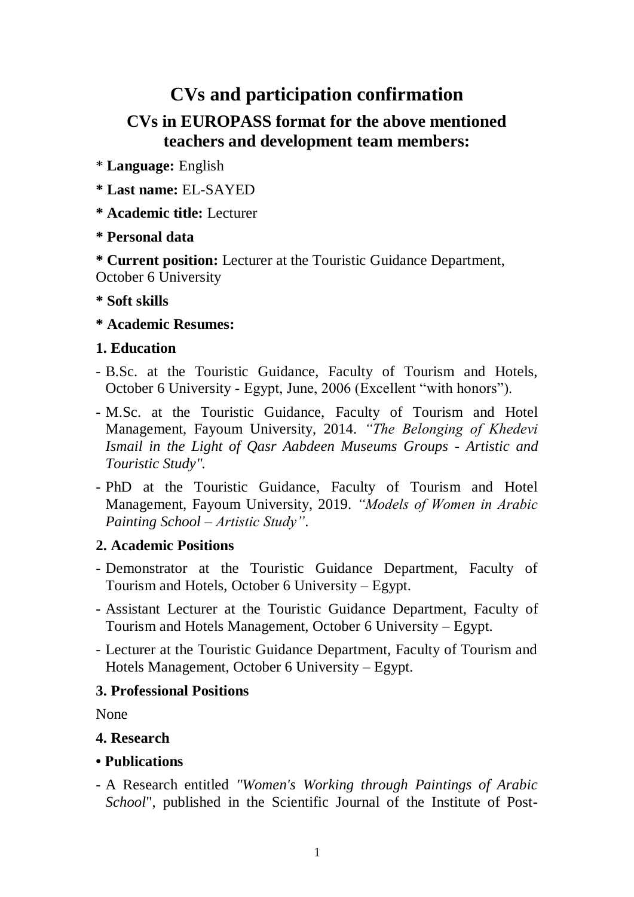# CVs and participation confirmation

## CVs in EUROPASS format for the above mentioned teachers and development team members:

* **Language:** English

* **Last name:** EL-SAYED

* **Academic title:** Lecturer

* **Personal data**

* **Current position:** Lecturer at the Touristic Guidance Department, October 6 University

* **Soft skills**

* **Academic Resumes:**

**1. Education**

- B.Sc. at the Touristic Guidance, Faculty of Tourism and Hotels, October 6 University - Egypt, June, 2006 (Excellent "with honors").
- M.Sc. at the Touristic Guidance, Faculty of Tourism and Hotel Management, Fayoum University, 2014. *"The Belonging of Khedevi Ismail in the Light of Qasr Aabdeen Museums Groups - Artistic and Touristic Study".*
- PhD at the Touristic Guidance, Faculty of Tourism and Hotel Management, Fayoum University, 2019. *"Models of Women in Arabic Painting School – Artistic Study"*.

**2. Academic Positions**

- Demonstrator at the Touristic Guidance Department, Faculty of Tourism and Hotels, October 6 University – Egypt.
- Assistant Lecturer at the Touristic Guidance Department, Faculty of Tourism and Hotels Management, October 6 University – Egypt.
- Lecturer at the Touristic Guidance Department, Faculty of Tourism and Hotels Management, October 6 University – Egypt.

**3. Professional Positions**

None

**4. Research**

**• Publications**

- A Research entitled *"Women's Working through Paintings of Arabic School*", published in the Scientific Journal of the Institute of Post-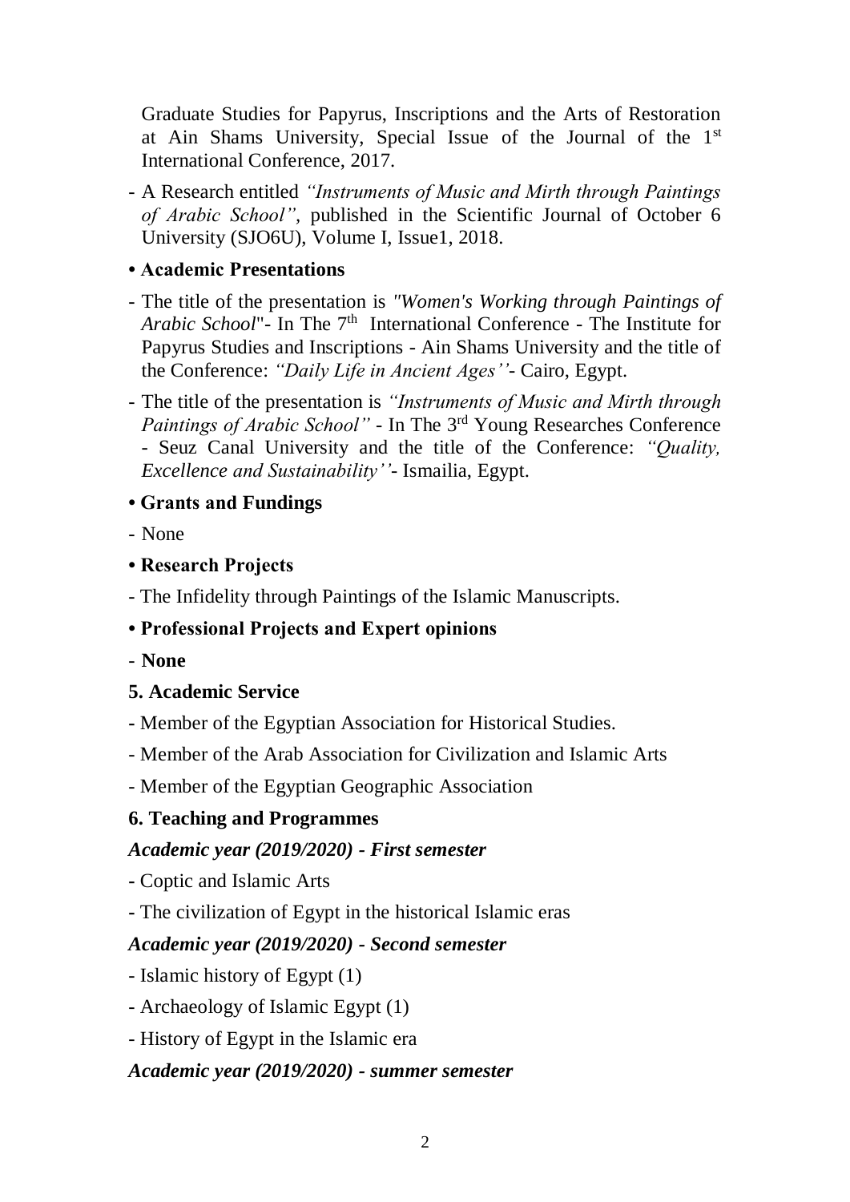Graduate Studies for Papyrus, Inscriptions and the Arts of Restoration at Ain Shams University, Special Issue of the Journal of the 1st International Conference, 2017.

- A Research entitled *"Instruments of Music and Mirth through Paintings of Arabic School"*, published in the Scientific Journal of October 6 University (SJO6U), Volume I, Issue1, 2018.

**• Academic Presentations**

- The title of the presentation is *"Women's Working through Paintings of Arabic School*"- In The 7th International Conference - The Institute for Papyrus Studies and Inscriptions - Ain Shams University and the title of the Conference: *"Daily Life in Ancient Ages''*- Cairo, Egypt.
- The title of the presentation is *"Instruments of Music and Mirth through Paintings of Arabic School"* - In The 3rd Young Researches Conference - Seuz Canal University and the title of the Conference: *"Quality, Excellence and Sustainability''*- Ismailia, Egypt.

**• Grants and Fundings**

- None

**• Research Projects**

- The Infidelity through Paintings of the Islamic Manuscripts.

**• Professional Projects and Expert opinions**

- **None**

**5. Academic Service**

- Member of the Egyptian Association for Historical Studies.
- Member of the Arab Association for Civilization and Islamic Arts
- Member of the Egyptian Geographic Association

**6. Teaching and Programmes**

***Academic year (2019/2020) - First semester***

- Coptic and Islamic Arts
- The civilization of Egypt in the historical Islamic eras

***Academic year (2019/2020) - Second semester***

- Islamic history of Egypt (1)
- Archaeology of Islamic Egypt (1)
- History of Egypt in the Islamic era

***Academic year (2019/2020) - summer semester***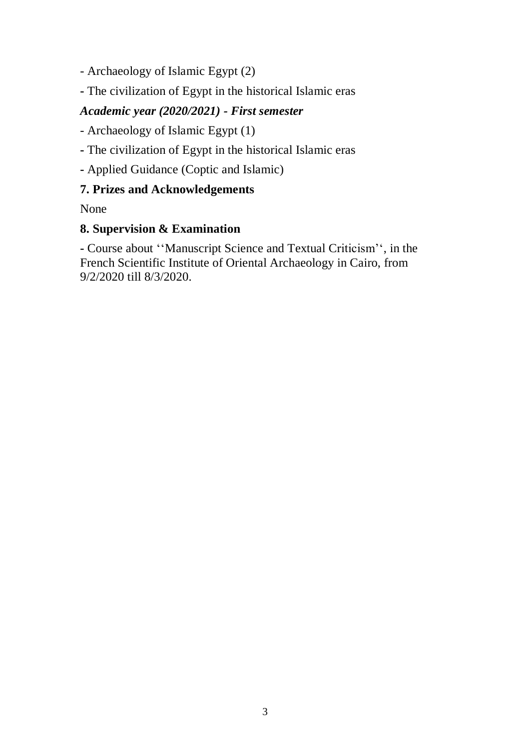- Archaeology of Islamic Egypt (2)

- The civilization of Egypt in the historical Islamic eras

***Academic year (2020/2021) - First semester***

- Archaeology of Islamic Egypt (1)

- The civilization of Egypt in the historical Islamic eras

- Applied Guidance (Coptic and Islamic)

## 7. Prizes and Acknowledgements

None

## 8. Supervision & Examination

- Course about ''Manuscript Science and Textual Criticism'', in the French Scientific Institute of Oriental Archaeology in Cairo, from 9/2/2020 till 8/3/2020.